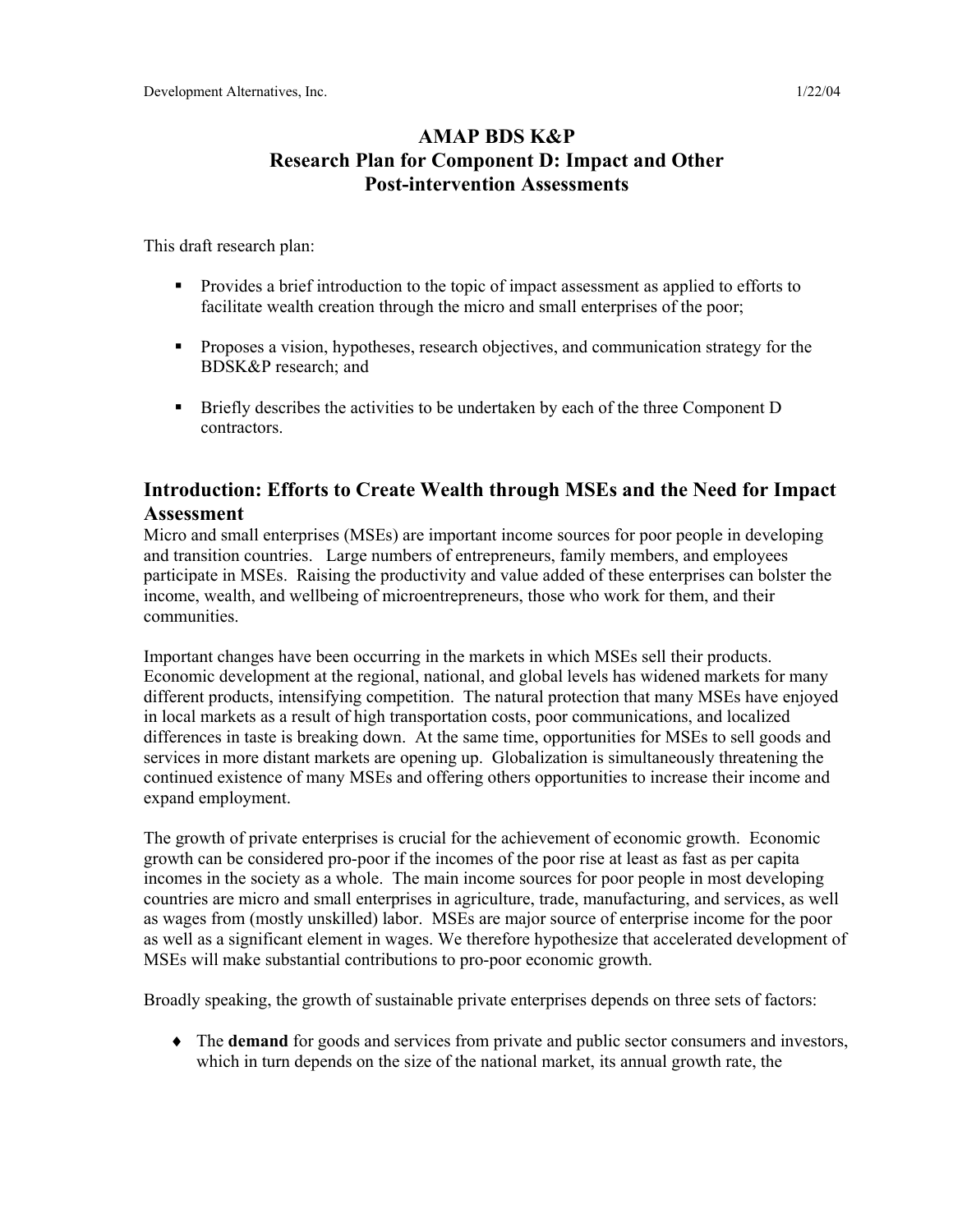# AMAP BDS K&P
# Research Plan for Component D: Impact and Other Post-intervention Assessments

This draft research plan:

- Provides a brief introduction to the topic of impact assessment as applied to efforts to facilitate wealth creation through the micro and small enterprises of the poor;
- Proposes a vision, hypotheses, research objectives, and communication strategy for the BDSK&P research; and
- Briefly describes the activities to be undertaken by each of the three Component D contractors.

## Introduction: Efforts to Create Wealth through MSEs and the Need for Impact Assessment

Micro and small enterprises (MSEs) are important income sources for poor people in developing and transition countries. Large numbers of entrepreneurs, family members, and employees participate in MSEs. Raising the productivity and value added of these enterprises can bolster the income, wealth, and wellbeing of microentrepreneurs, those who work for them, and their communities.

Important changes have been occurring in the markets in which MSEs sell their products. Economic development at the regional, national, and global levels has widened markets for many different products, intensifying competition. The natural protection that many MSEs have enjoyed in local markets as a result of high transportation costs, poor communications, and localized differences in taste is breaking down. At the same time, opportunities for MSEs to sell goods and services in more distant markets are opening up. Globalization is simultaneously threatening the continued existence of many MSEs and offering others opportunities to increase their income and expand employment.

The growth of private enterprises is crucial for the achievement of economic growth. Economic growth can be considered pro-poor if the incomes of the poor rise at least as fast as per capita incomes in the society as a whole. The main income sources for poor people in most developing countries are micro and small enterprises in agriculture, trade, manufacturing, and services, as well as wages from (mostly unskilled) labor. MSEs are major source of enterprise income for the poor as well as a significant element in wages. We therefore hypothesize that accelerated development of MSEs will make substantial contributions to pro-poor economic growth.

Broadly speaking, the growth of sustainable private enterprises depends on three sets of factors:

- The **demand** for goods and services from private and public sector consumers and investors, which in turn depends on the size of the national market, its annual growth rate, the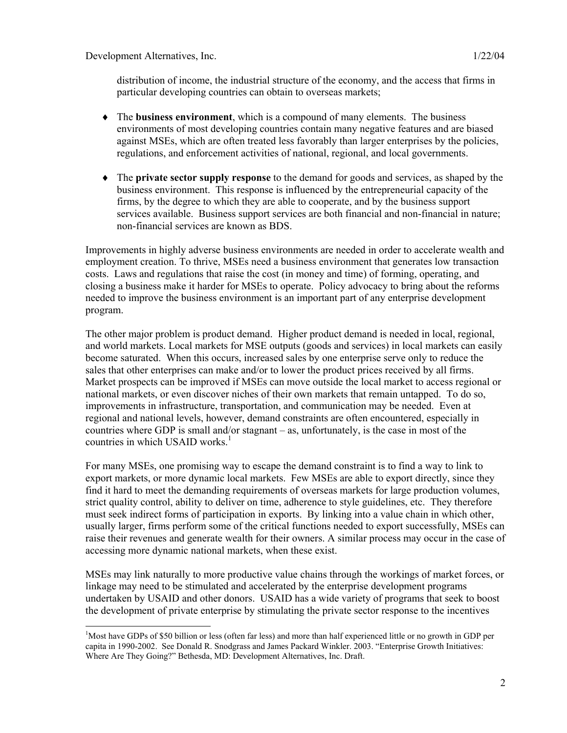distribution of income, the industrial structure of the economy, and the access that firms in particular developing countries can obtain to overseas markets;

- The **business environment**, which is a compound of many elements. The business environments of most developing countries contain many negative features and are biased against MSEs, which are often treated less favorably than larger enterprises by the policies, regulations, and enforcement activities of national, regional, and local governments.

- The **private sector supply response** to the demand for goods and services, as shaped by the business environment. This response is influenced by the entrepreneurial capacity of the firms, by the degree to which they are able to cooperate, and by the business support services available. Business support services are both financial and non-financial in nature; non-financial services are known as BDS.

Improvements in highly adverse business environments are needed in order to accelerate wealth and employment creation. To thrive, MSEs need a business environment that generates low transaction costs. Laws and regulations that raise the cost (in money and time) of forming, operating, and closing a business make it harder for MSEs to operate. Policy advocacy to bring about the reforms needed to improve the business environment is an important part of any enterprise development program.

The other major problem is product demand. Higher product demand is needed in local, regional, and world markets. Local markets for MSE outputs (goods and services) in local markets can easily become saturated. When this occurs, increased sales by one enterprise serve only to reduce the sales that other enterprises can make and/or to lower the product prices received by all firms. Market prospects can be improved if MSEs can move outside the local market to access regional or national markets, or even discover niches of their own markets that remain untapped. To do so, improvements in infrastructure, transportation, and communication may be needed. Even at regional and national levels, however, demand constraints are often encountered, especially in countries where GDP is small and/or stagnant – as, unfortunately, is the case in most of the countries in which USAID works.[1]

For many MSEs, one promising way to escape the demand constraint is to find a way to link to export markets, or more dynamic local markets. Few MSEs are able to export directly, since they find it hard to meet the demanding requirements of overseas markets for large production volumes, strict quality control, ability to deliver on time, adherence to style guidelines, etc. They therefore must seek indirect forms of participation in exports. By linking into a value chain in which other, usually larger, firms perform some of the critical functions needed to export successfully, MSEs can raise their revenues and generate wealth for their owners. A similar process may occur in the case of accessing more dynamic national markets, when these exist.

MSEs may link naturally to more productive value chains through the workings of market forces, or linkage may need to be stimulated and accelerated by the enterprise development programs undertaken by USAID and other donors. USAID has a wide variety of programs that seek to boost the development of private enterprise by stimulating the private sector response to the incentives

[1] Most have GDPs of $50 billion or less (often far less) and more than half experienced little or no growth in GDP per capita in 1990-2002. See Donald R. Snodgrass and James Packard Winkler. 2003. "Enterprise Growth Initiatives: Where Are They Going?" Bethesda, MD: Development Alternatives, Inc. Draft.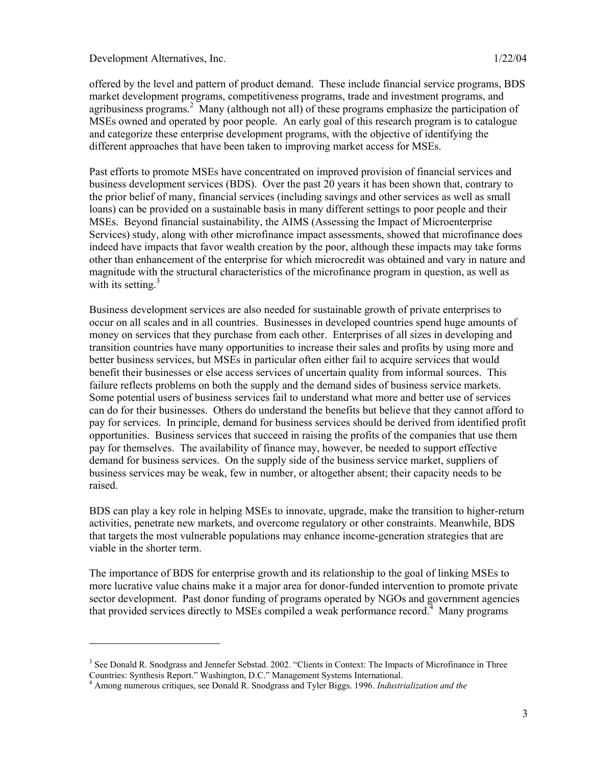offered by the level and pattern of product demand. These include financial service programs, BDS market development programs, competitiveness programs, trade and investment programs, and agribusiness programs.[2] Many (although not all) of these programs emphasize the participation of MSEs owned and operated by poor people. An early goal of this research program is to catalogue and categorize these enterprise development programs, with the objective of identifying the different approaches that have been taken to improving market access for MSEs.

Past efforts to promote MSEs have concentrated on improved provision of financial services and business development services (BDS). Over the past 20 years it has been shown that, contrary to the prior belief of many, financial services (including savings and other services as well as small loans) can be provided on a sustainable basis in many different settings to poor people and their MSEs. Beyond financial sustainability, the AIMS (Assessing the Impact of Microenterprise Services) study, along with other microfinance impact assessments, showed that microfinance does indeed have impacts that favor wealth creation by the poor, although these impacts may take forms other than enhancement of the enterprise for which microcredit was obtained and vary in nature and magnitude with the structural characteristics of the microfinance program in question, as well as with its setting.[3]

Business development services are also needed for sustainable growth of private enterprises to occur on all scales and in all countries. Businesses in developed countries spend huge amounts of money on services that they purchase from each other. Enterprises of all sizes in developing and transition countries have many opportunities to increase their sales and profits by using more and better business services, but MSEs in particular often either fail to acquire services that would benefit their businesses or else access services of uncertain quality from informal sources. This failure reflects problems on both the supply and the demand sides of business service markets. Some potential users of business services fail to understand what more and better use of services can do for their businesses. Others do understand the benefits but believe that they cannot afford to pay for services. In principle, demand for business services should be derived from identified profit opportunities. Business services that succeed in raising the profits of the companies that use them pay for themselves. The availability of finance may, however, be needed to support effective demand for business services. On the supply side of the business service market, suppliers of business services may be weak, few in number, or altogether absent; their capacity needs to be raised.

BDS can play a key role in helping MSEs to innovate, upgrade, make the transition to higher-return activities, penetrate new markets, and overcome regulatory or other constraints. Meanwhile, BDS that targets the most vulnerable populations may enhance income-generation strategies that are viable in the shorter term.

The importance of BDS for enterprise growth and its relationship to the goal of linking MSEs to more lucrative value chains make it a major area for donor-funded intervention to promote private sector development. Past donor funding of programs operated by NGOs and government agencies that provided services directly to MSEs compiled a weak performance record.[4] Many programs

---

[3] See Donald R. Snodgrass and Jennefer Sebstad. 2002. "Clients in Context: The Impacts of Microfinance in Three Countries: Synthesis Report." Washington, D.C." Management Systems International.

[4] Among numerous critiques, see Donald R. Snodgrass and Tyler Biggs. 1996. *Industrialization and the*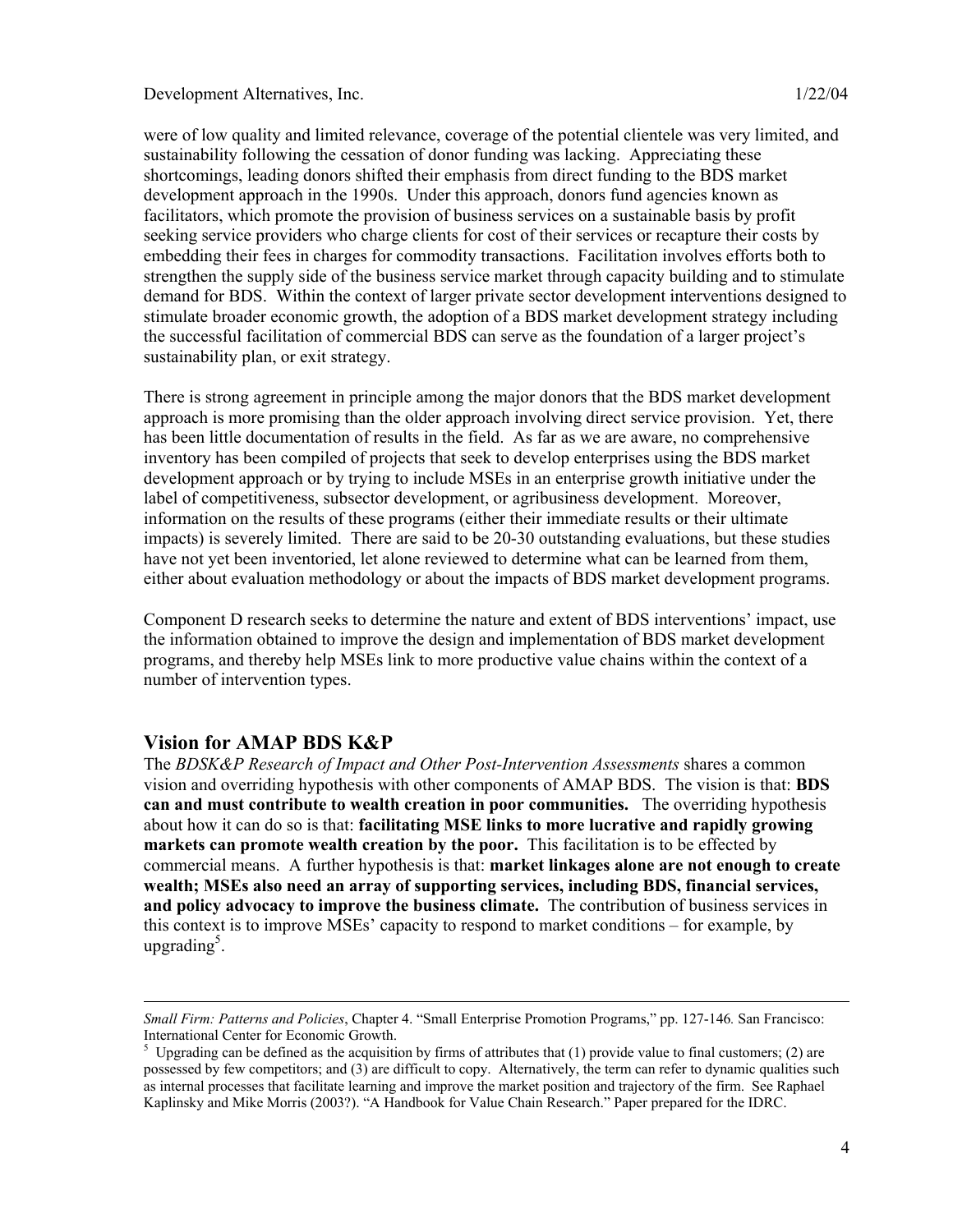were of low quality and limited relevance, coverage of the potential clientele was very limited, and sustainability following the cessation of donor funding was lacking. Appreciating these shortcomings, leading donors shifted their emphasis from direct funding to the BDS market development approach in the 1990s. Under this approach, donors fund agencies known as facilitators, which promote the provision of business services on a sustainable basis by profit seeking service providers who charge clients for cost of their services or recapture their costs by embedding their fees in charges for commodity transactions. Facilitation involves efforts both to strengthen the supply side of the business service market through capacity building and to stimulate demand for BDS. Within the context of larger private sector development interventions designed to stimulate broader economic growth, the adoption of a BDS market development strategy including the successful facilitation of commercial BDS can serve as the foundation of a larger project's sustainability plan, or exit strategy.

There is strong agreement in principle among the major donors that the BDS market development approach is more promising than the older approach involving direct service provision. Yet, there has been little documentation of results in the field. As far as we are aware, no comprehensive inventory has been compiled of projects that seek to develop enterprises using the BDS market development approach or by trying to include MSEs in an enterprise growth initiative under the label of competitiveness, subsector development, or agribusiness development. Moreover, information on the results of these programs (either their immediate results or their ultimate impacts) is severely limited. There are said to be 20-30 outstanding evaluations, but these studies have not yet been inventoried, let alone reviewed to determine what can be learned from them, either about evaluation methodology or about the impacts of BDS market development programs.

Component D research seeks to determine the nature and extent of BDS interventions' impact, use the information obtained to improve the design and implementation of BDS market development programs, and thereby help MSEs link to more productive value chains within the context of a number of intervention types.

## Vision for AMAP BDS K&P

The *BDSK&P Research of Impact and Other Post-Intervention Assessments* shares a common vision and overriding hypothesis with other components of AMAP BDS. The vision is that: **BDS can and must contribute to wealth creation in poor communities.** The overriding hypothesis about how it can do so is that: **facilitating MSE links to more lucrative and rapidly growing markets can promote wealth creation by the poor.** This facilitation is to be effected by commercial means. A further hypothesis is that: **market linkages alone are not enough to create wealth; MSEs also need an array of supporting services, including BDS, financial services, and policy advocacy to improve the business climate.** The contribution of business services in this context is to improve MSEs' capacity to respond to market conditions – for example, by upgrading[5].

---

*Small Firm: Patterns and Policies*, Chapter 4. "Small Enterprise Promotion Programs," pp. 127-146*.* San Francisco: International Center for Economic Growth.

[5] Upgrading can be defined as the acquisition by firms of attributes that (1) provide value to final customers; (2) are possessed by few competitors; and (3) are difficult to copy. Alternatively, the term can refer to dynamic qualities such as internal processes that facilitate learning and improve the market position and trajectory of the firm. See Raphael Kaplinsky and Mike Morris (2003?). "A Handbook for Value Chain Research." Paper prepared for the IDRC.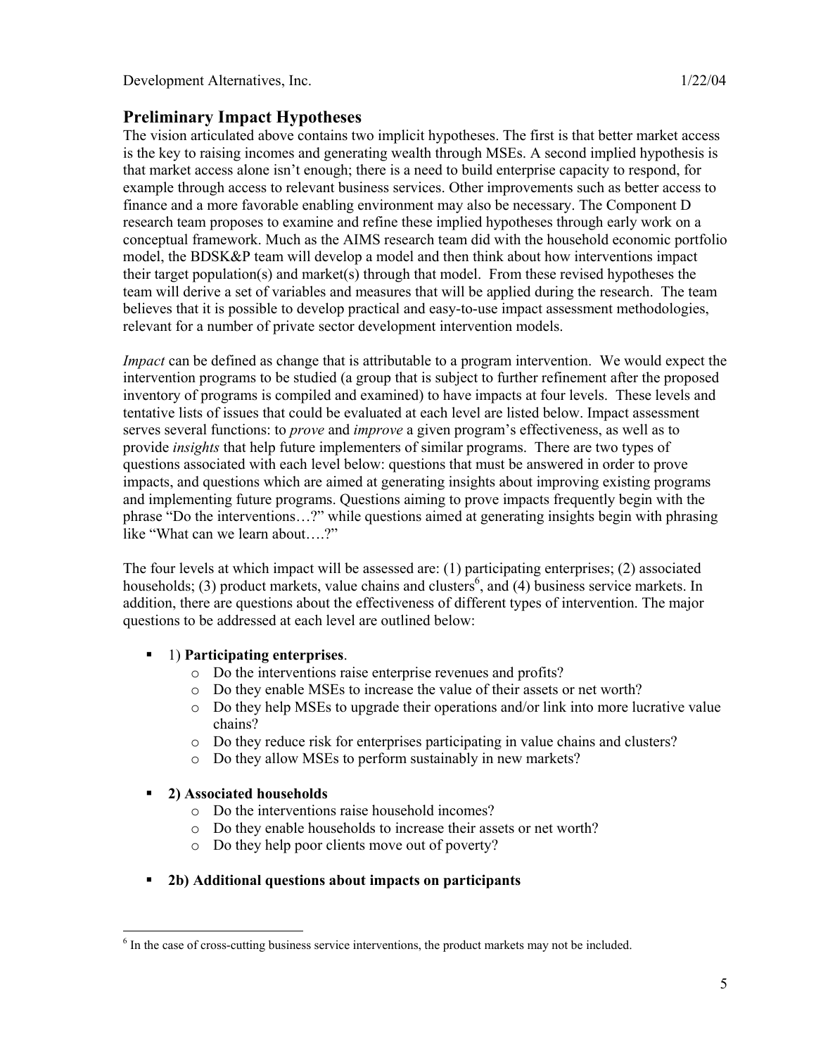## Preliminary Impact Hypotheses

The vision articulated above contains two implicit hypotheses. The first is that better market access is the key to raising incomes and generating wealth through MSEs. A second implied hypothesis is that market access alone isn't enough; there is a need to build enterprise capacity to respond, for example through access to relevant business services. Other improvements such as better access to finance and a more favorable enabling environment may also be necessary. The Component D research team proposes to examine and refine these implied hypotheses through early work on a conceptual framework. Much as the AIMS research team did with the household economic portfolio model, the BDSK&P team will develop a model and then think about how interventions impact their target population(s) and market(s) through that model. From these revised hypotheses the team will derive a set of variables and measures that will be applied during the research. The team believes that it is possible to develop practical and easy-to-use impact assessment methodologies, relevant for a number of private sector development intervention models.

*Impact* can be defined as change that is attributable to a program intervention. We would expect the intervention programs to be studied (a group that is subject to further refinement after the proposed inventory of programs is compiled and examined) to have impacts at four levels. These levels and tentative lists of issues that could be evaluated at each level are listed below. Impact assessment serves several functions: to *prove* and *improve* a given program's effectiveness, as well as to provide *insights* that help future implementers of similar programs. There are two types of questions associated with each level below: questions that must be answered in order to prove impacts, and questions which are aimed at generating insights about improving existing programs and implementing future programs. Questions aiming to prove impacts frequently begin with the phrase "Do the interventions…?" while questions aimed at generating insights begin with phrasing like "What can we learn about….?"

The four levels at which impact will be assessed are: (1) participating enterprises; (2) associated households; (3) product markets, value chains and clusters[6], and (4) business service markets. In addition, there are questions about the effectiveness of different types of intervention. The major questions to be addressed at each level are outlined below:

- 1) **Participating enterprises**.
  - Do the interventions raise enterprise revenues and profits?
  - Do they enable MSEs to increase the value of their assets or net worth?
  - Do they help MSEs to upgrade their operations and/or link into more lucrative value chains?
  - Do they reduce risk for enterprises participating in value chains and clusters?
  - Do they allow MSEs to perform sustainably in new markets?
- **2) Associated households**
  - Do the interventions raise household incomes?
  - Do they enable households to increase their assets or net worth?
  - Do they help poor clients move out of poverty?
- **2b) Additional questions about impacts on participants**

[6] In the case of cross-cutting business service interventions, the product markets may not be included.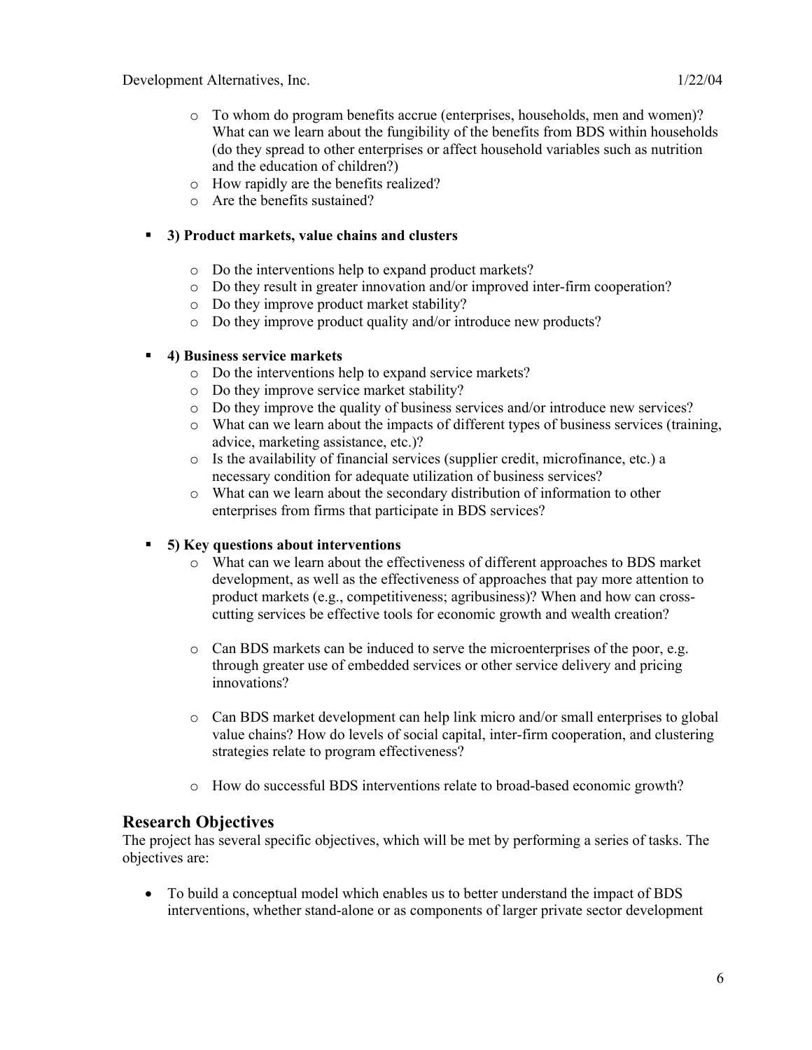- To whom do program benefits accrue (enterprises, households, men and women)? What can we learn about the fungibility of the benefits from BDS within households (do they spread to other enterprises or affect household variables such as nutrition and the education of children?)
- How rapidly are the benefits realized?
- Are the benefits sustained?

- **3) Product markets, value chains and clusters**
  - Do the interventions help to expand product markets?
  - Do they result in greater innovation and/or improved inter-firm cooperation?
  - Do they improve product market stability?
  - Do they improve product quality and/or introduce new products?

- **4) Business service markets**
  - Do the interventions help to expand service markets?
  - Do they improve service market stability?
  - Do they improve the quality of business services and/or introduce new services?
  - What can we learn about the impacts of different types of business services (training, advice, marketing assistance, etc.)?
  - Is the availability of financial services (supplier credit, microfinance, etc.) a necessary condition for adequate utilization of business services?
  - What can we learn about the secondary distribution of information to other enterprises from firms that participate in BDS services?

- **5) Key questions about interventions**
  - What can we learn about the effectiveness of different approaches to BDS market development, as well as the effectiveness of approaches that pay more attention to product markets (e.g., competitiveness; agribusiness)? When and how can cross-cutting services be effective tools for economic growth and wealth creation?

  - Can BDS markets can be induced to serve the microenterprises of the poor, e.g. through greater use of embedded services or other service delivery and pricing innovations?

  - Can BDS market development can help link micro and/or small enterprises to global value chains? How do levels of social capital, inter-firm cooperation, and clustering strategies relate to program effectiveness?

  - How do successful BDS interventions relate to broad-based economic growth?

## Research Objectives

The project has several specific objectives, which will be met by performing a series of tasks. The objectives are:

- To build a conceptual model which enables us to better understand the impact of BDS interventions, whether stand-alone or as components of larger private sector development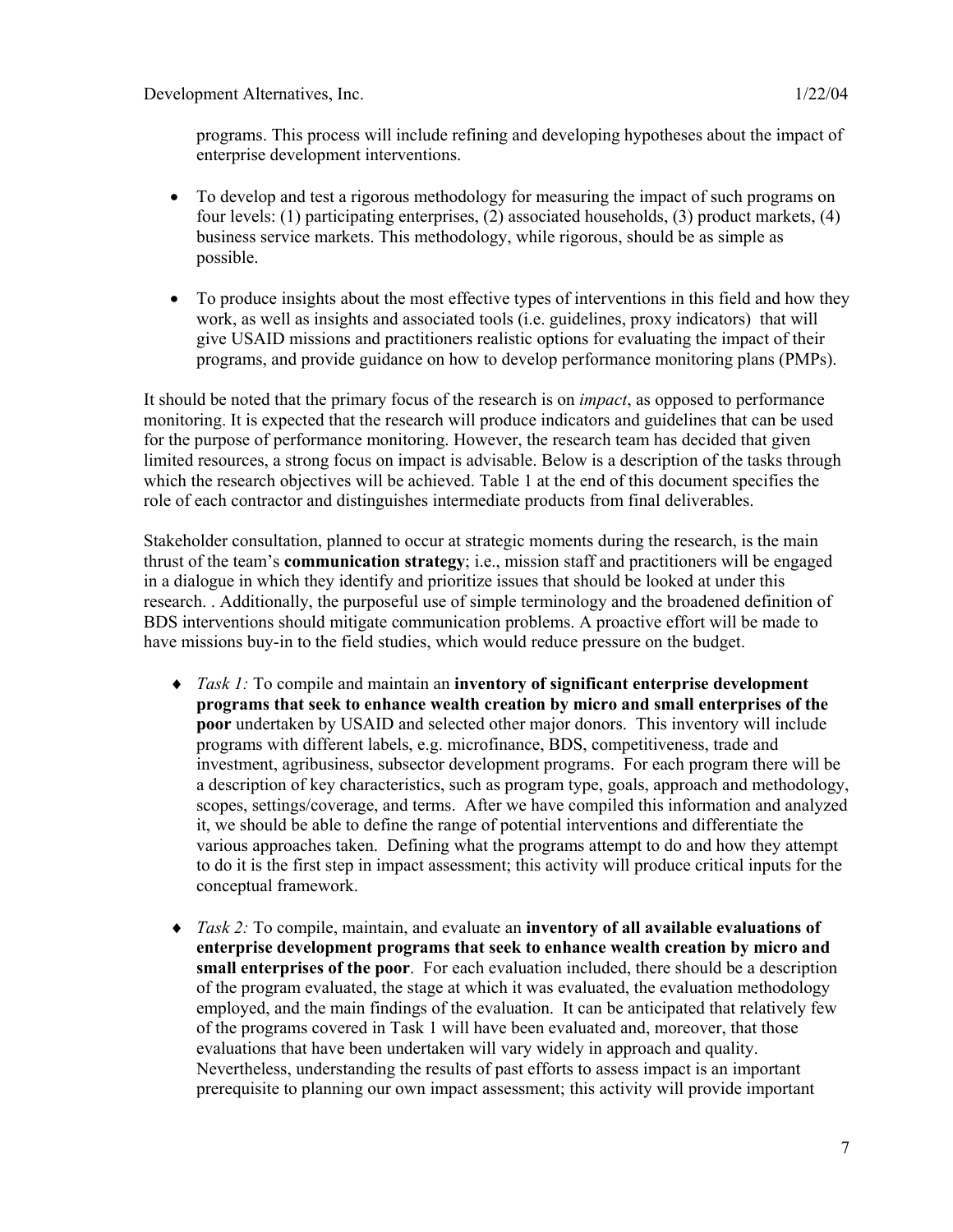programs. This process will include refining and developing hypotheses about the impact of enterprise development interventions.

- To develop and test a rigorous methodology for measuring the impact of such programs on four levels: (1) participating enterprises, (2) associated households, (3) product markets, (4) business service markets. This methodology, while rigorous, should be as simple as possible.

- To produce insights about the most effective types of interventions in this field and how they work, as well as insights and associated tools (i.e. guidelines, proxy indicators) that will give USAID missions and practitioners realistic options for evaluating the impact of their programs, and provide guidance on how to develop performance monitoring plans (PMPs).

It should be noted that the primary focus of the research is on *impact*, as opposed to performance monitoring. It is expected that the research will produce indicators and guidelines that can be used for the purpose of performance monitoring. However, the research team has decided that given limited resources, a strong focus on impact is advisable. Below is a description of the tasks through which the research objectives will be achieved. Table 1 at the end of this document specifies the role of each contractor and distinguishes intermediate products from final deliverables.

Stakeholder consultation, planned to occur at strategic moments during the research, is the main thrust of the team's **communication strategy**; i.e., mission staff and practitioners will be engaged in a dialogue in which they identify and prioritize issues that should be looked at under this research. . Additionally, the purposeful use of simple terminology and the broadened definition of BDS interventions should mitigate communication problems. A proactive effort will be made to have missions buy-in to the field studies, which would reduce pressure on the budget.

- *Task 1:* To compile and maintain an **inventory of significant enterprise development programs that seek to enhance wealth creation by micro and small enterprises of the poor** undertaken by USAID and selected other major donors. This inventory will include programs with different labels, e.g. microfinance, BDS, competitiveness, trade and investment, agribusiness, subsector development programs. For each program there will be a description of key characteristics, such as program type, goals, approach and methodology, scopes, settings/coverage, and terms. After we have compiled this information and analyzed it, we should be able to define the range of potential interventions and differentiate the various approaches taken. Defining what the programs attempt to do and how they attempt to do it is the first step in impact assessment; this activity will produce critical inputs for the conceptual framework.

- *Task 2:* To compile, maintain, and evaluate an **inventory of all available evaluations of enterprise development programs that seek to enhance wealth creation by micro and small enterprises of the poor**. For each evaluation included, there should be a description of the program evaluated, the stage at which it was evaluated, the evaluation methodology employed, and the main findings of the evaluation. It can be anticipated that relatively few of the programs covered in Task 1 will have been evaluated and, moreover, that those evaluations that have been undertaken will vary widely in approach and quality. Nevertheless, understanding the results of past efforts to assess impact is an important prerequisite to planning our own impact assessment; this activity will provide important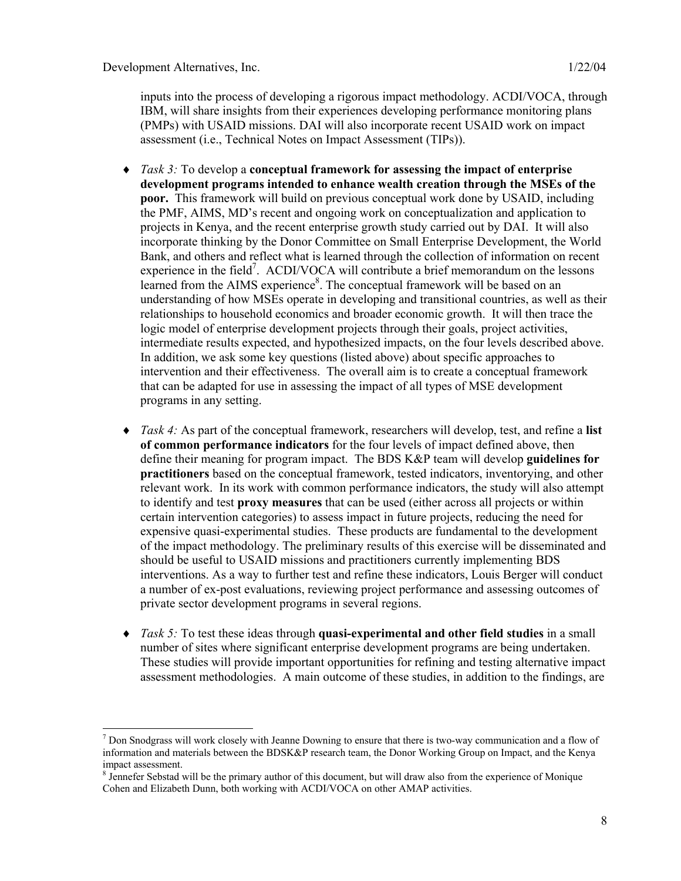inputs into the process of developing a rigorous impact methodology. ACDI/VOCA, through IBM, will share insights from their experiences developing performance monitoring plans (PMPs) with USAID missions. DAI will also incorporate recent USAID work on impact assessment (i.e., Technical Notes on Impact Assessment (TIPs)).

- *Task 3:* To develop a **conceptual framework for assessing the impact of enterprise development programs intended to enhance wealth creation through the MSEs of the poor.** This framework will build on previous conceptual work done by USAID, including the PMF, AIMS, MD's recent and ongoing work on conceptualization and application to projects in Kenya, and the recent enterprise growth study carried out by DAI. It will also incorporate thinking by the Donor Committee on Small Enterprise Development, the World Bank, and others and reflect what is learned through the collection of information on recent experience in the field[7]. ACDI/VOCA will contribute a brief memorandum on the lessons learned from the AIMS experience[8]. The conceptual framework will be based on an understanding of how MSEs operate in developing and transitional countries, as well as their relationships to household economics and broader economic growth. It will then trace the logic model of enterprise development projects through their goals, project activities, intermediate results expected, and hypothesized impacts, on the four levels described above. In addition, we ask some key questions (listed above) about specific approaches to intervention and their effectiveness. The overall aim is to create a conceptual framework that can be adapted for use in assessing the impact of all types of MSE development programs in any setting.

- *Task 4:* As part of the conceptual framework, researchers will develop, test, and refine a **list of common performance indicators** for the four levels of impact defined above, then define their meaning for program impact. The BDS K&P team will develop **guidelines for practitioners** based on the conceptual framework, tested indicators, inventorying, and other relevant work. In its work with common performance indicators, the study will also attempt to identify and test **proxy measures** that can be used (either across all projects or within certain intervention categories) to assess impact in future projects, reducing the need for expensive quasi-experimental studies. These products are fundamental to the development of the impact methodology. The preliminary results of this exercise will be disseminated and should be useful to USAID missions and practitioners currently implementing BDS interventions. As a way to further test and refine these indicators, Louis Berger will conduct a number of ex-post evaluations, reviewing project performance and assessing outcomes of private sector development programs in several regions.

- *Task 5:* To test these ideas through **quasi-experimental and other field studies** in a small number of sites where significant enterprise development programs are being undertaken. These studies will provide important opportunities for refining and testing alternative impact assessment methodologies. A main outcome of these studies, in addition to the findings, are

---

[7] Don Snodgrass will work closely with Jeanne Downing to ensure that there is two-way communication and a flow of information and materials between the BDSK&P research team, the Donor Working Group on Impact, and the Kenya impact assessment.

[8] Jennefer Sebstad will be the primary author of this document, but will draw also from the experience of Monique Cohen and Elizabeth Dunn, both working with ACDI/VOCA on other AMAP activities.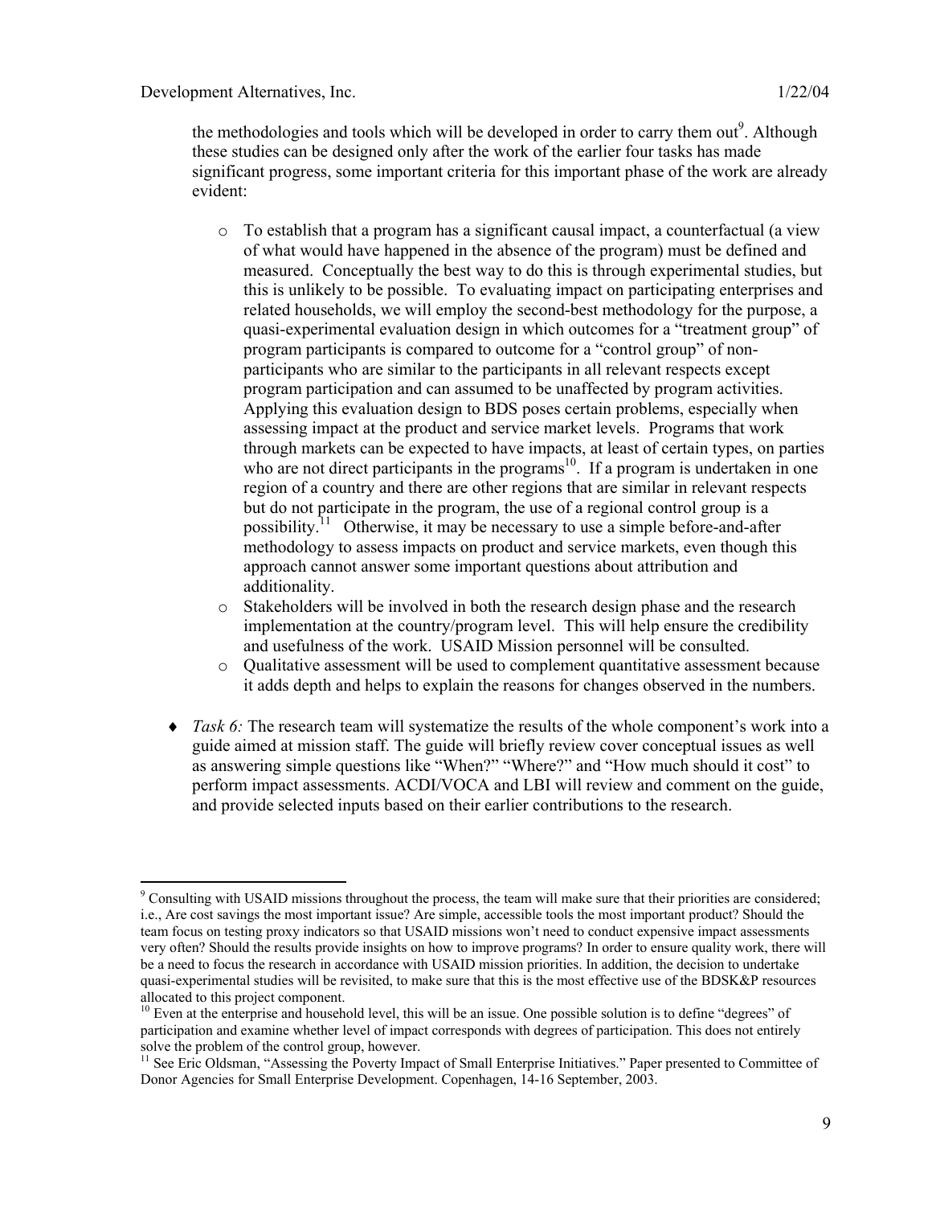the methodologies and tools which will be developed in order to carry them out[9]. Although these studies can be designed only after the work of the earlier four tasks has made significant progress, some important criteria for this important phase of the work are already evident:

- To establish that a program has a significant causal impact, a counterfactual (a view of what would have happened in the absence of the program) must be defined and measured. Conceptually the best way to do this is through experimental studies, but this is unlikely to be possible. To evaluating impact on participating enterprises and related households, we will employ the second-best methodology for the purpose, a quasi-experimental evaluation design in which outcomes for a "treatment group" of program participants is compared to outcome for a "control group" of non-participants who are similar to the participants in all relevant respects except program participation and can assumed to be unaffected by program activities. Applying this evaluation design to BDS poses certain problems, especially when assessing impact at the product and service market levels. Programs that work through markets can be expected to have impacts, at least of certain types, on parties who are not direct participants in the programs[10]. If a program is undertaken in one region of a country and there are other regions that are similar in relevant respects but do not participate in the program, the use of a regional control group is a possibility.[11] Otherwise, it may be necessary to use a simple before-and-after methodology to assess impacts on product and service markets, even though this approach cannot answer some important questions about attribution and additionality.
- Stakeholders will be involved in both the research design phase and the research implementation at the country/program level. This will help ensure the credibility and usefulness of the work. USAID Mission personnel will be consulted.
- Qualitative assessment will be used to complement quantitative assessment because it adds depth and helps to explain the reasons for changes observed in the numbers.

- *Task 6:* The research team will systematize the results of the whole component's work into a guide aimed at mission staff. The guide will briefly review cover conceptual issues as well as answering simple questions like "When?" "Where?" and "How much should it cost" to perform impact assessments. ACDI/VOCA and LBI will review and comment on the guide, and provide selected inputs based on their earlier contributions to the research.

---

[9] Consulting with USAID missions throughout the process, the team will make sure that their priorities are considered; i.e., Are cost savings the most important issue? Are simple, accessible tools the most important product? Should the team focus on testing proxy indicators so that USAID missions won't need to conduct expensive impact assessments very often? Should the results provide insights on how to improve programs? In order to ensure quality work, there will be a need to focus the research in accordance with USAID mission priorities. In addition, the decision to undertake quasi-experimental studies will be revisited, to make sure that this is the most effective use of the BDSK&P resources allocated to this project component.

[10] Even at the enterprise and household level, this will be an issue. One possible solution is to define "degrees" of participation and examine whether level of impact corresponds with degrees of participation. This does not entirely solve the problem of the control group, however.

[11] See Eric Oldsman, "Assessing the Poverty Impact of Small Enterprise Initiatives." Paper presented to Committee of Donor Agencies for Small Enterprise Development. Copenhagen, 14-16 September, 2003.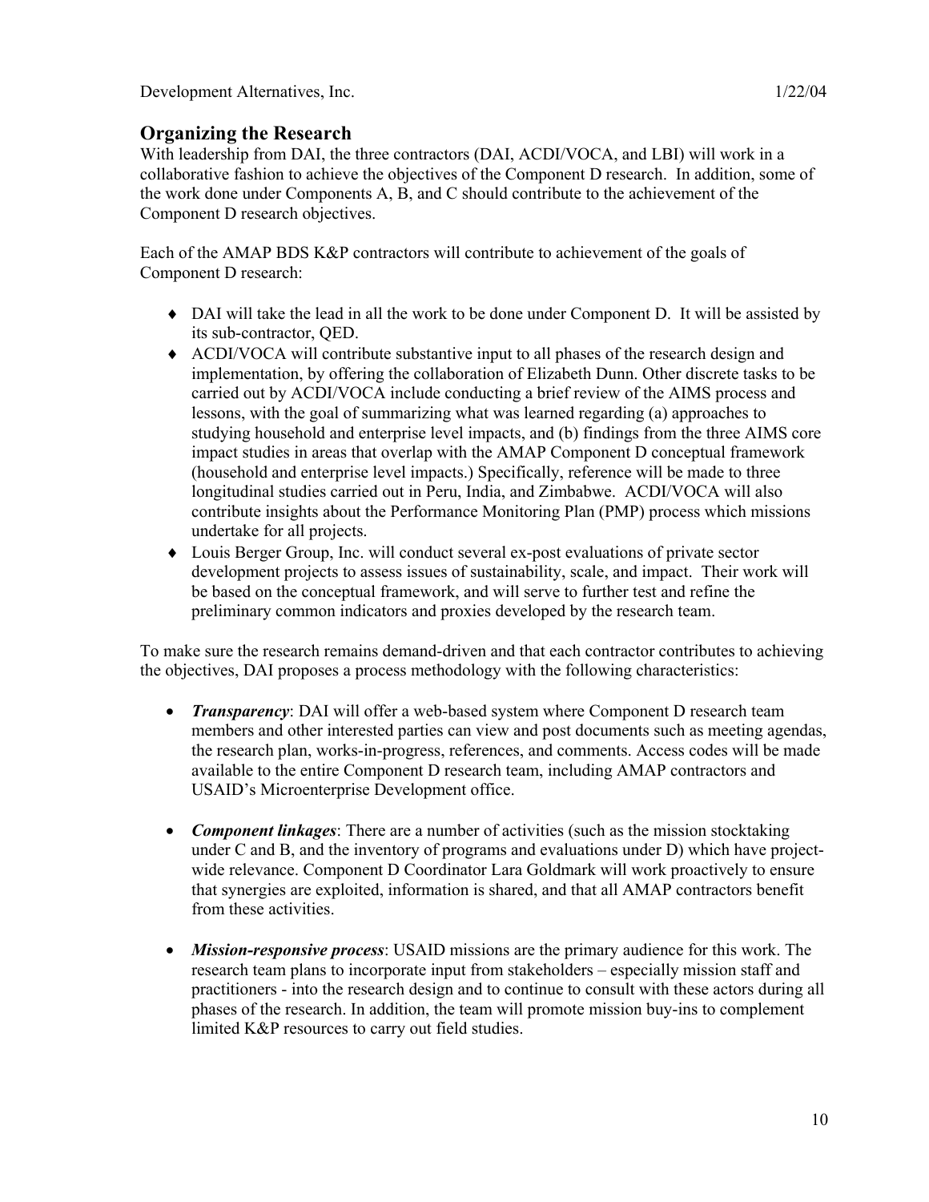## Organizing the Research

With leadership from DAI, the three contractors (DAI, ACDI/VOCA, and LBI) will work in a collaborative fashion to achieve the objectives of the Component D research. In addition, some of the work done under Components A, B, and C should contribute to the achievement of the Component D research objectives.

Each of the AMAP BDS K&P contractors will contribute to achievement of the goals of Component D research:

- DAI will take the lead in all the work to be done under Component D. It will be assisted by its sub-contractor, QED.
- ACDI/VOCA will contribute substantive input to all phases of the research design and implementation, by offering the collaboration of Elizabeth Dunn. Other discrete tasks to be carried out by ACDI/VOCA include conducting a brief review of the AIMS process and lessons, with the goal of summarizing what was learned regarding (a) approaches to studying household and enterprise level impacts, and (b) findings from the three AIMS core impact studies in areas that overlap with the AMAP Component D conceptual framework (household and enterprise level impacts.) Specifically, reference will be made to three longitudinal studies carried out in Peru, India, and Zimbabwe. ACDI/VOCA will also contribute insights about the Performance Monitoring Plan (PMP) process which missions undertake for all projects.
- Louis Berger Group, Inc. will conduct several ex-post evaluations of private sector development projects to assess issues of sustainability, scale, and impact. Their work will be based on the conceptual framework, and will serve to further test and refine the preliminary common indicators and proxies developed by the research team.

To make sure the research remains demand-driven and that each contractor contributes to achieving the objectives, DAI proposes a process methodology with the following characteristics:

- ***Transparency***: DAI will offer a web-based system where Component D research team members and other interested parties can view and post documents such as meeting agendas, the research plan, works-in-progress, references, and comments. Access codes will be made available to the entire Component D research team, including AMAP contractors and USAID's Microenterprise Development office.

- ***Component linkages***: There are a number of activities (such as the mission stocktaking under C and B, and the inventory of programs and evaluations under D) which have project-wide relevance. Component D Coordinator Lara Goldmark will work proactively to ensure that synergies are exploited, information is shared, and that all AMAP contractors benefit from these activities.

- ***Mission-responsive process***: USAID missions are the primary audience for this work. The research team plans to incorporate input from stakeholders – especially mission staff and practitioners - into the research design and to continue to consult with these actors during all phases of the research. In addition, the team will promote mission buy-ins to complement limited K&P resources to carry out field studies.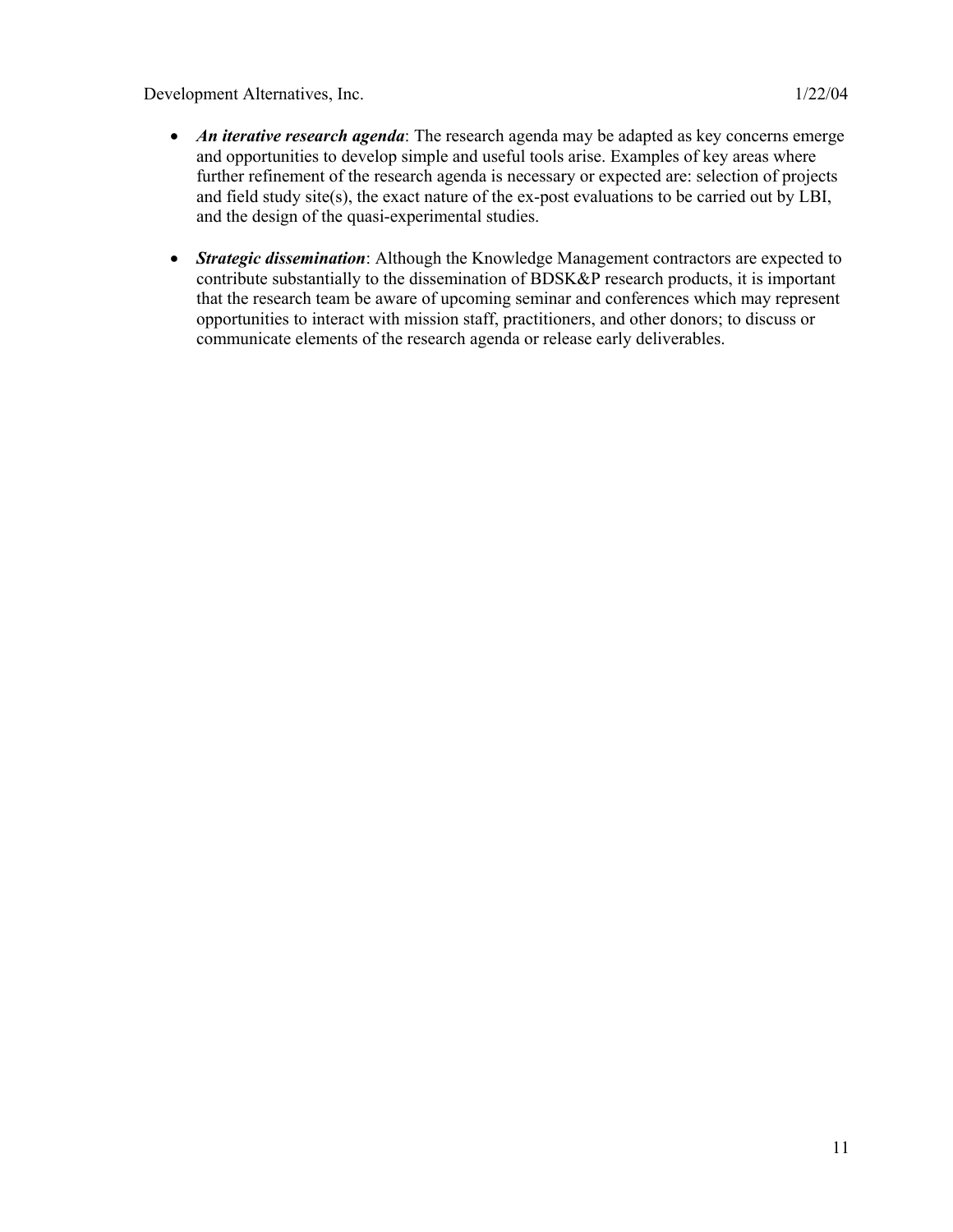- ***An iterative research agenda***: The research agenda may be adapted as key concerns emerge and opportunities to develop simple and useful tools arise. Examples of key areas where further refinement of the research agenda is necessary or expected are: selection of projects and field study site(s), the exact nature of the ex-post evaluations to be carried out by LBI, and the design of the quasi-experimental studies.

- ***Strategic dissemination***: Although the Knowledge Management contractors are expected to contribute substantially to the dissemination of BDSK&P research products, it is important that the research team be aware of upcoming seminar and conferences which may represent opportunities to interact with mission staff, practitioners, and other donors; to discuss or communicate elements of the research agenda or release early deliverables.